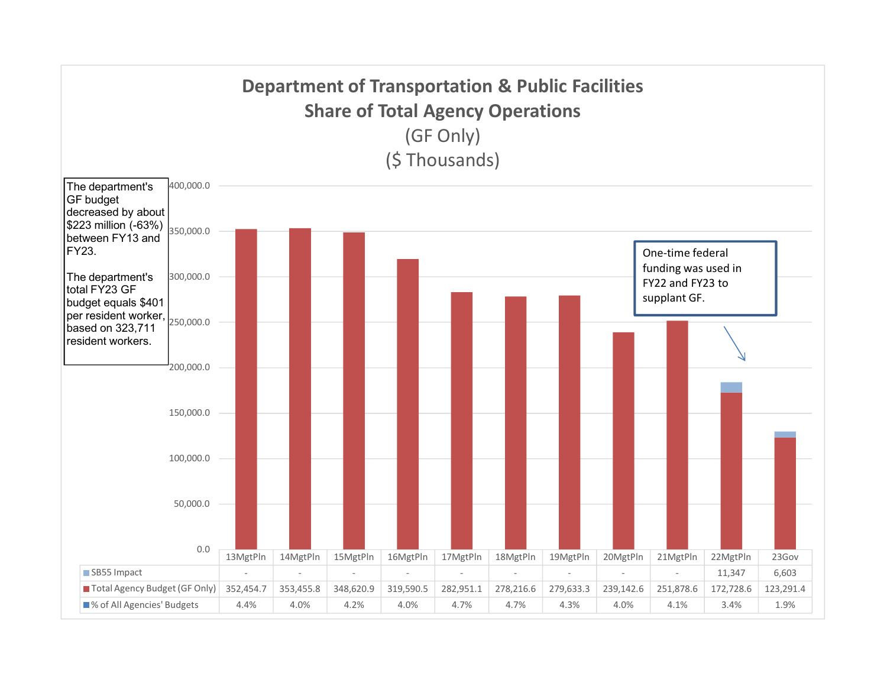# Department of Transportation & Public Facilities
## Share of Total Agency Operations
(GF Only)
($ Thousands)

The department's GF budget decreased by about $223 million (-63%) between FY13 and FY23.

The department's total FY23 GF budget equals $401 per resident worker, based on 323,711 resident workers.

One-time federal funding was used in FY22 and FY23 to supplant GF.

| | 13MgtPln | 14MgtPln | 15MgtPln | 16MgtPln | 17MgtPln | 18MgtPln | 19MgtPln | 20MgtPln | 21MgtPln | 22MgtPln | 23Gov |
|---|---|---|---|---|---|---|---|---|---|---|---|
| SB55 Impact | - | - | - | - | - | - | - | - | - | 11,347 | 6,603 |
| Total Agency Budget (GF Only) | 352,454.7 | 353,455.8 | 348,620.9 | 319,590.5 | 282,951.1 | 278,216.6 | 279,633.3 | 239,142.6 | 251,878.6 | 172,728.6 | 123,291.4 |
| % of All Agencies' Budgets | 4.4% | 4.0% | 4.2% | 4.0% | 4.7% | 4.7% | 4.3% | 4.0% | 4.1% | 3.4% | 1.9% |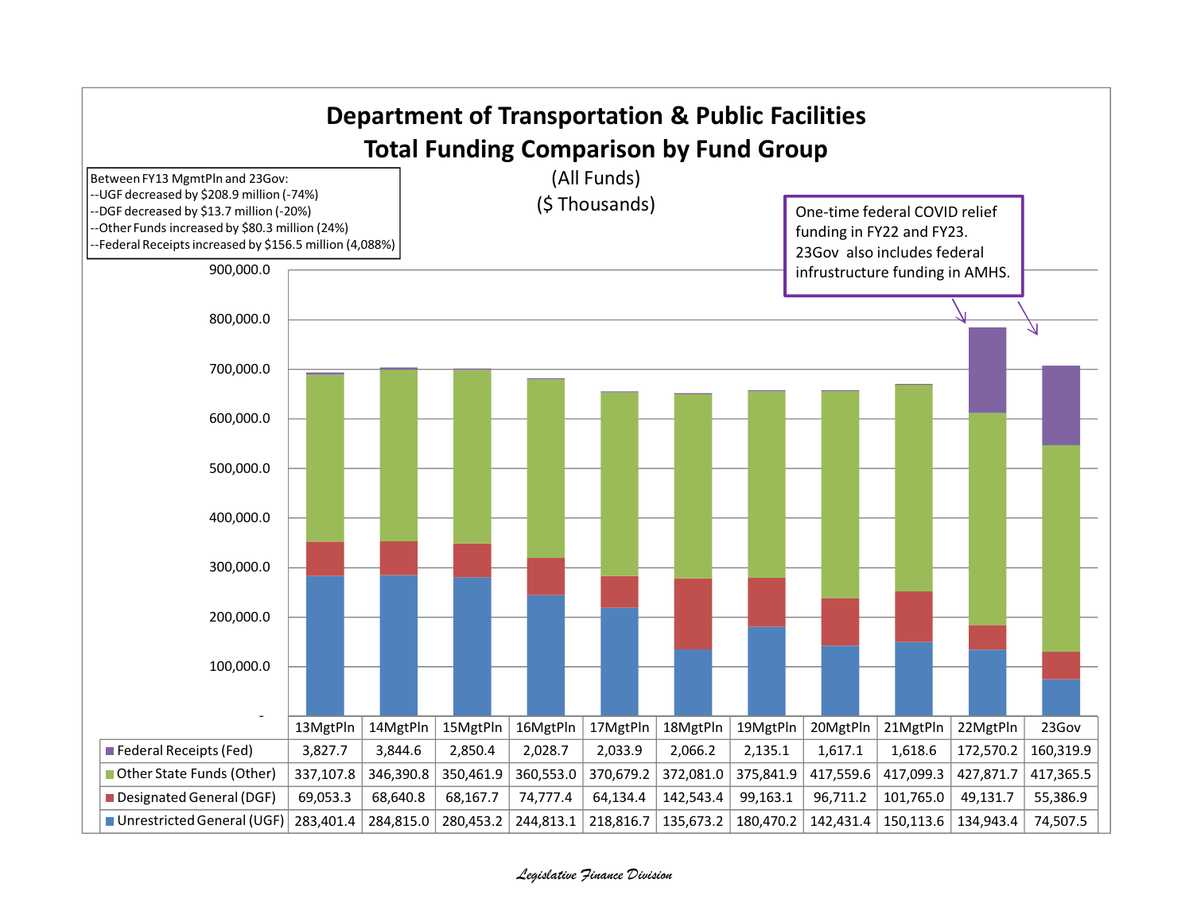# Department of Transportation & Public Facilities
## Total Funding Comparison by Fund Group

(All Funds)
($ Thousands)

Between FY13 MgmtPln and 23Gov:
--UGF decreased by $208.9 million (-74%)
--DGF decreased by $13.7 million (-20%)
--Other Funds increased by $80.3 million (24%)
--Federal Receipts increased by $156.5 million (4,088%)

One-time federal COVID relief funding in FY22 and FY23. 23Gov also includes federal infrustructure funding in AMHS.

| | 13MgtPln | 14MgtPln | 15MgtPln | 16MgtPln | 17MgtPln | 18MgtPln | 19MgtPln | 20MgtPln | 21MgtPln | 22MgtPln | 23Gov |
|---|---|---|---|---|---|---|---|---|---|---|---|
| Federal Receipts (Fed) | 3,827.7 | 3,844.6 | 2,850.4 | 2,028.7 | 2,033.9 | 2,066.2 | 2,135.1 | 1,617.1 | 1,618.6 | 172,570.2 | 160,319.9 |
| Other State Funds (Other) | 337,107.8 | 346,390.8 | 350,461.9 | 360,553.0 | 370,679.2 | 372,081.0 | 375,841.9 | 417,559.6 | 417,099.3 | 427,871.7 | 417,365.5 |
| Designated General (DGF) | 69,053.3 | 68,640.8 | 68,167.7 | 74,777.4 | 64,134.4 | 142,543.4 | 99,163.1 | 96,711.2 | 101,765.0 | 49,131.7 | 55,386.9 |
| Unrestricted General (UGF) | 283,401.4 | 284,815.0 | 280,453.2 | 244,813.1 | 218,816.7 | 135,673.2 | 180,470.2 | 142,431.4 | 150,113.6 | 134,943.4 | 74,507.5 |

*Legislative Finance Division*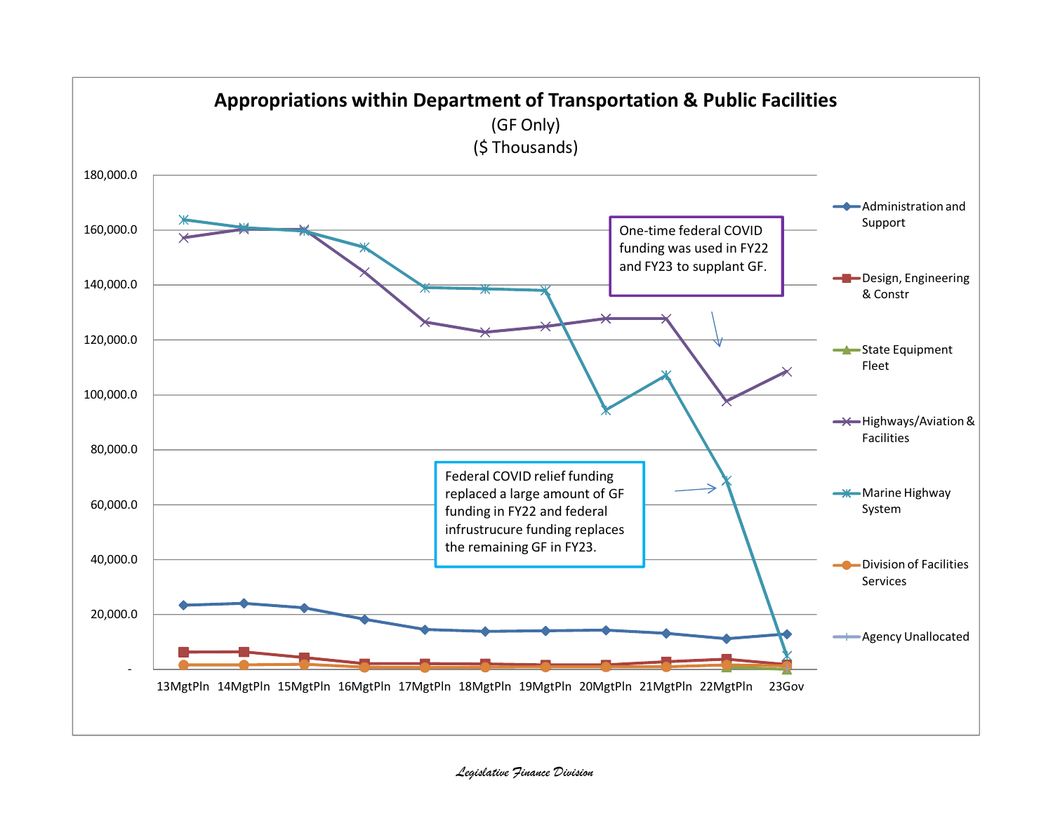## Appropriations within Department of Transportation & Public Facilities

(GF Only)

($ Thousands)

180,000.0
160,000.0
140,000.0
120,000.0
100,000.0
80,000.0
60,000.0
40,000.0
20,000.0
-

13MgtPln 14MgtPln 15MgtPln 16MgtPln 17MgtPln 18MgtPln 19MgtPln 20MgtPln 21MgtPln 22MgtPln 23Gov

Administration and Support

Design, Engineering & Constr

State Equipment Fleet

Highways/Aviation & Facilities

Marine Highway System

Division of Facilities Services

Agency Unallocated

One-time federal COVID funding was used in FY22 and FY23 to supplant GF.

Federal COVID relief funding replaced a large amount of GF funding in FY22 and federal infrustrucure funding replaces the remaining GF in FY23.

*Legislative Finance Division*